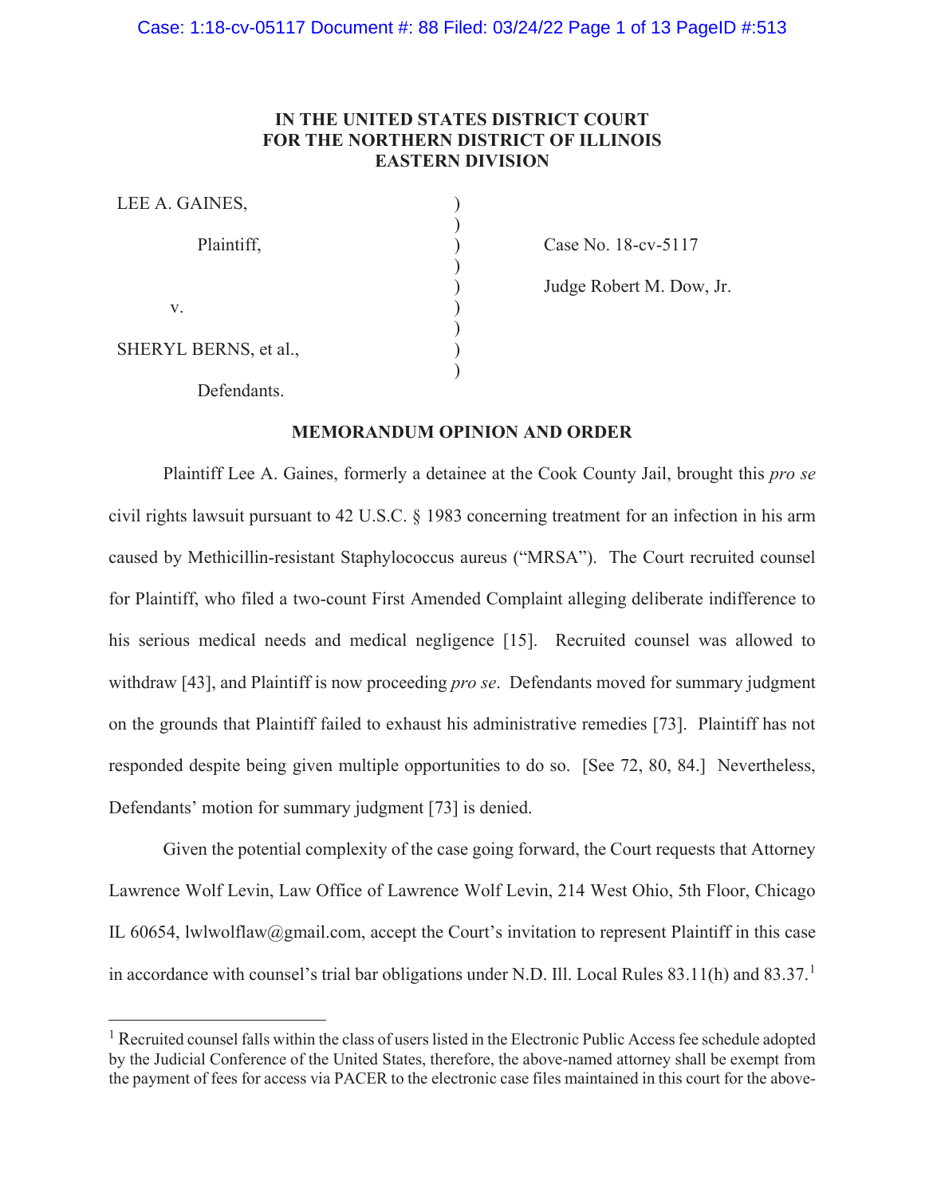# IN THE UNITED STATES DISTRICT COURT FOR THE NORTHERN DISTRICT OF ILLINOIS EASTERN DIVISION

| | | |
|---|---|---|
| LEE A. GAINES, | ) | |
| | ) | |
| Plaintiff, | ) | Case No. 18-cv-5117 |
| | ) | |
| v. | ) | Judge Robert M. Dow, Jr. |
| | ) | |
| SHERYL BERNS, et al., | ) | |
| | ) | |
| Defendants. | | |

## MEMORANDUM OPINION AND ORDER

Plaintiff Lee A. Gaines, formerly a detainee at the Cook County Jail, brought this *pro se* civil rights lawsuit pursuant to 42 U.S.C. § 1983 concerning treatment for an infection in his arm caused by Methicillin-resistant Staphylococcus aureus ("MRSA"). The Court recruited counsel for Plaintiff, who filed a two-count First Amended Complaint alleging deliberate indifference to his serious medical needs and medical negligence [15]. Recruited counsel was allowed to withdraw [43], and Plaintiff is now proceeding *pro se*. Defendants moved for summary judgment on the grounds that Plaintiff failed to exhaust his administrative remedies [73]. Plaintiff has not responded despite being given multiple opportunities to do so. [See 72, 80, 84.] Nevertheless, Defendants' motion for summary judgment [73] is denied.

Given the potential complexity of the case going forward, the Court requests that Attorney Lawrence Wolf Levin, Law Office of Lawrence Wolf Levin, 214 West Ohio, 5th Floor, Chicago IL 60654, lwlwolflaw@gmail.com, accept the Court's invitation to represent Plaintiff in this case in accordance with counsel's trial bar obligations under N.D. Ill. Local Rules 83.11(h) and 83.37.[1]

[1] Recruited counsel falls within the class of users listed in the Electronic Public Access fee schedule adopted by the Judicial Conference of the United States, therefore, the above-named attorney shall be exempt from the payment of fees for access via PACER to the electronic case files maintained in this court for the above-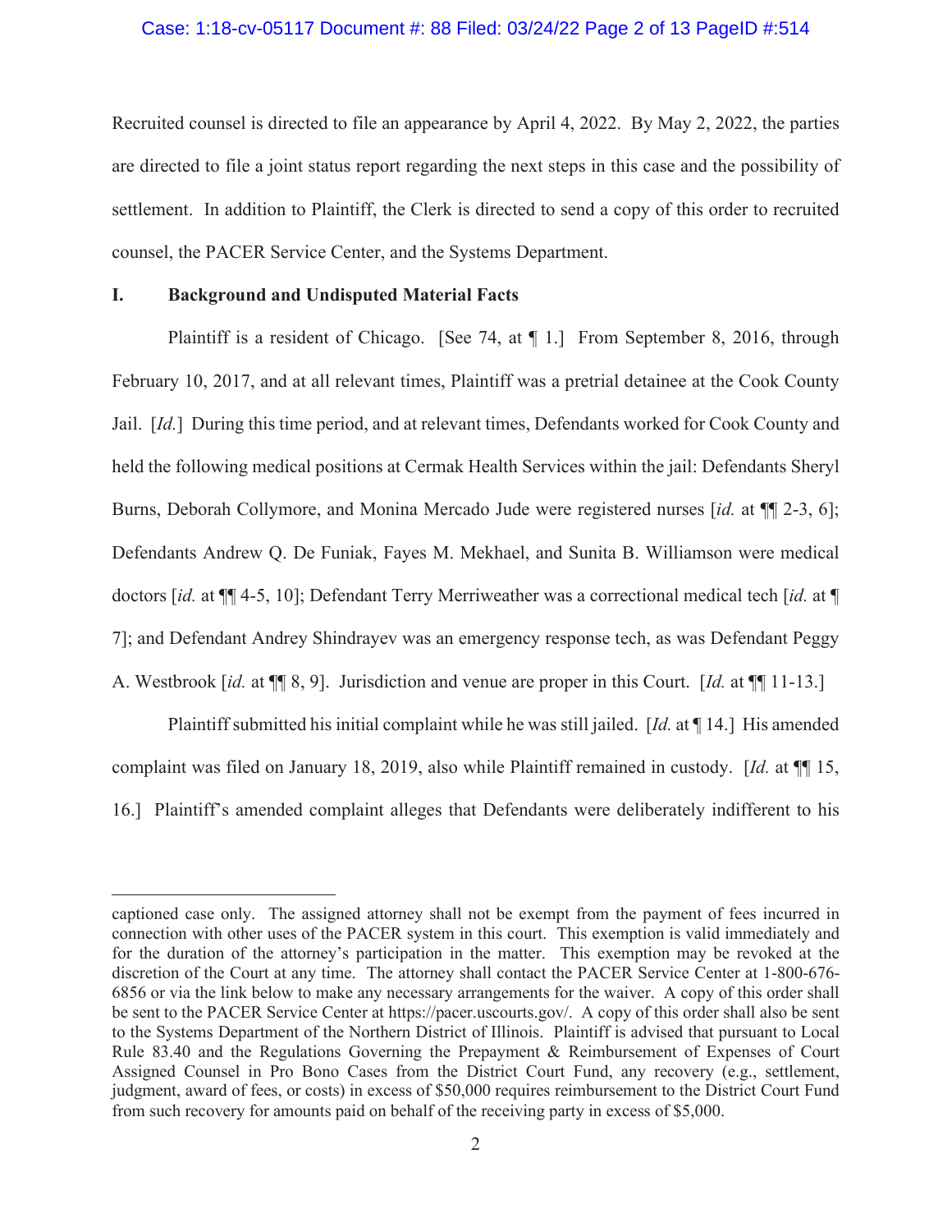Recruited counsel is directed to file an appearance by April 4, 2022. By May 2, 2022, the parties are directed to file a joint status report regarding the next steps in this case and the possibility of settlement. In addition to Plaintiff, the Clerk is directed to send a copy of this order to recruited counsel, the PACER Service Center, and the Systems Department.

## I. Background and Undisputed Material Facts

Plaintiff is a resident of Chicago. [See 74, at ¶ 1.] From September 8, 2016, through February 10, 2017, and at all relevant times, Plaintiff was a pretrial detainee at the Cook County Jail. [*Id.*] During this time period, and at relevant times, Defendants worked for Cook County and held the following medical positions at Cermak Health Services within the jail: Defendants Sheryl Burns, Deborah Collymore, and Monina Mercado Jude were registered nurses [*id.* at ¶¶ 2-3, 6]; Defendants Andrew Q. De Funiak, Fayes M. Mekhael, and Sunita B. Williamson were medical doctors [*id.* at ¶¶ 4-5, 10]; Defendant Terry Merriweather was a correctional medical tech [*id.* at ¶ 7]; and Defendant Andrey Shindrayev was an emergency response tech, as was Defendant Peggy A. Westbrook [*id.* at ¶¶ 8, 9]. Jurisdiction and venue are proper in this Court. [*Id.* at ¶¶ 11-13.]

Plaintiff submitted his initial complaint while he was still jailed. [*Id.* at ¶ 14.] His amended complaint was filed on January 18, 2019, also while Plaintiff remained in custody. [*Id.* at ¶¶ 15, 16.] Plaintiff's amended complaint alleges that Defendants were deliberately indifferent to his

---

captioned case only. The assigned attorney shall not be exempt from the payment of fees incurred in connection with other uses of the PACER system in this court. This exemption is valid immediately and for the duration of the attorney's participation in the matter. This exemption may be revoked at the discretion of the Court at any time. The attorney shall contact the PACER Service Center at 1-800-676-6856 or via the link below to make any necessary arrangements for the waiver. A copy of this order shall be sent to the PACER Service Center at https://pacer.uscourts.gov/. A copy of this order shall also be sent to the Systems Department of the Northern District of Illinois. Plaintiff is advised that pursuant to Local Rule 83.40 and the Regulations Governing the Prepayment & Reimbursement of Expenses of Court Assigned Counsel in Pro Bono Cases from the District Court Fund, any recovery (e.g., settlement, judgment, award of fees, or costs) in excess of $50,000 requires reimbursement to the District Court Fund from such recovery for amounts paid on behalf of the receiving party in excess of $5,000.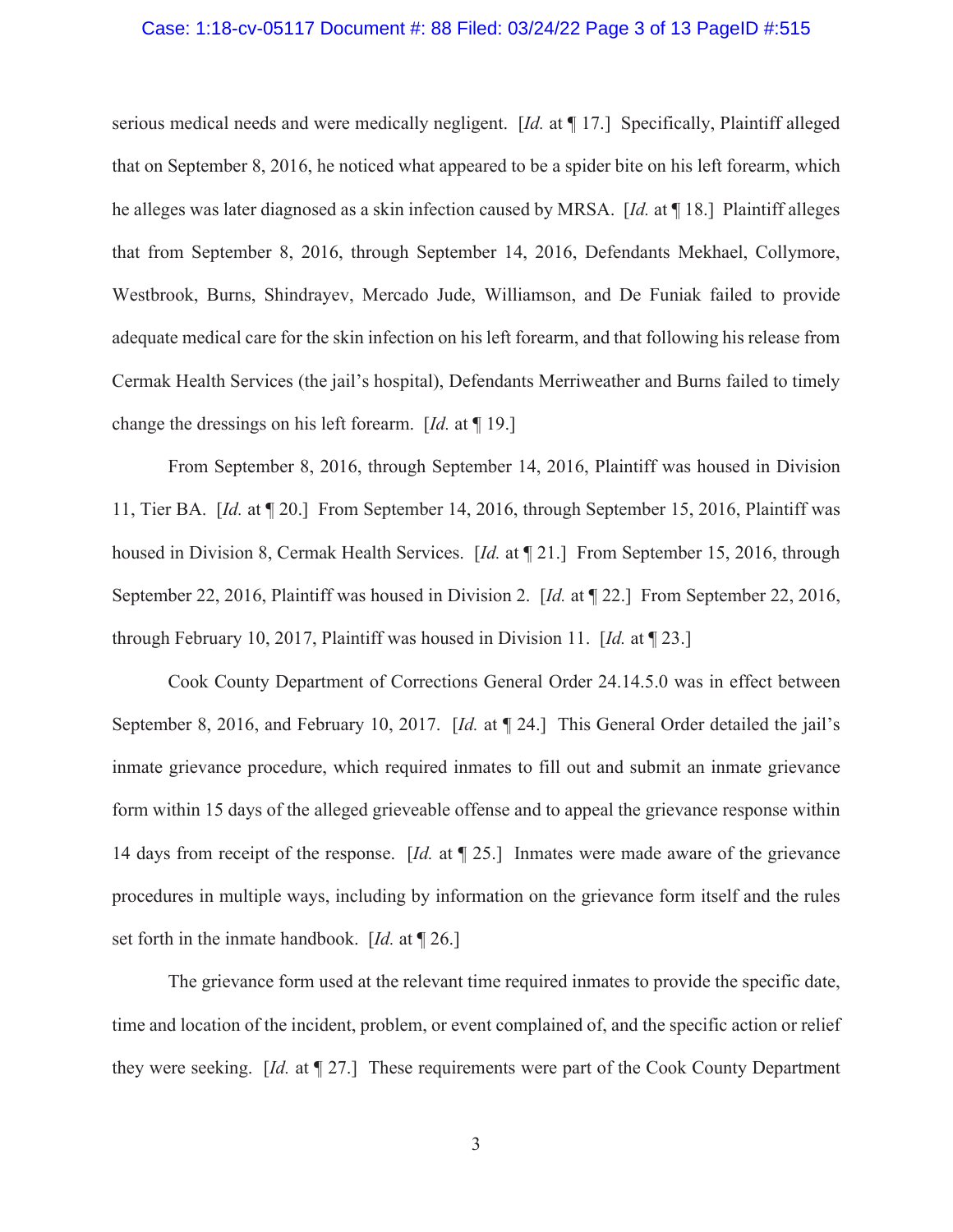serious medical needs and were medically negligent. [*Id.* at ¶ 17.] Specifically, Plaintiff alleged that on September 8, 2016, he noticed what appeared to be a spider bite on his left forearm, which he alleges was later diagnosed as a skin infection caused by MRSA. [*Id.* at ¶ 18.] Plaintiff alleges that from September 8, 2016, through September 14, 2016, Defendants Mekhael, Collymore, Westbrook, Burns, Shindrayev, Mercado Jude, Williamson, and De Funiak failed to provide adequate medical care for the skin infection on his left forearm, and that following his release from Cermak Health Services (the jail's hospital), Defendants Merriweather and Burns failed to timely change the dressings on his left forearm. [*Id.* at ¶ 19.]

From September 8, 2016, through September 14, 2016, Plaintiff was housed in Division 11, Tier BA. [*Id.* at ¶ 20.] From September 14, 2016, through September 15, 2016, Plaintiff was housed in Division 8, Cermak Health Services. [*Id.* at ¶ 21.] From September 15, 2016, through September 22, 2016, Plaintiff was housed in Division 2. [*Id.* at ¶ 22.] From September 22, 2016, through February 10, 2017, Plaintiff was housed in Division 11. [*Id.* at ¶ 23.]

Cook County Department of Corrections General Order 24.14.5.0 was in effect between September 8, 2016, and February 10, 2017. [*Id.* at ¶ 24.] This General Order detailed the jail's inmate grievance procedure, which required inmates to fill out and submit an inmate grievance form within 15 days of the alleged grieveable offense and to appeal the grievance response within 14 days from receipt of the response. [*Id.* at ¶ 25.] Inmates were made aware of the grievance procedures in multiple ways, including by information on the grievance form itself and the rules set forth in the inmate handbook. [*Id.* at ¶ 26.]

The grievance form used at the relevant time required inmates to provide the specific date, time and location of the incident, problem, or event complained of, and the specific action or relief they were seeking. [*Id.* at ¶ 27.] These requirements were part of the Cook County Department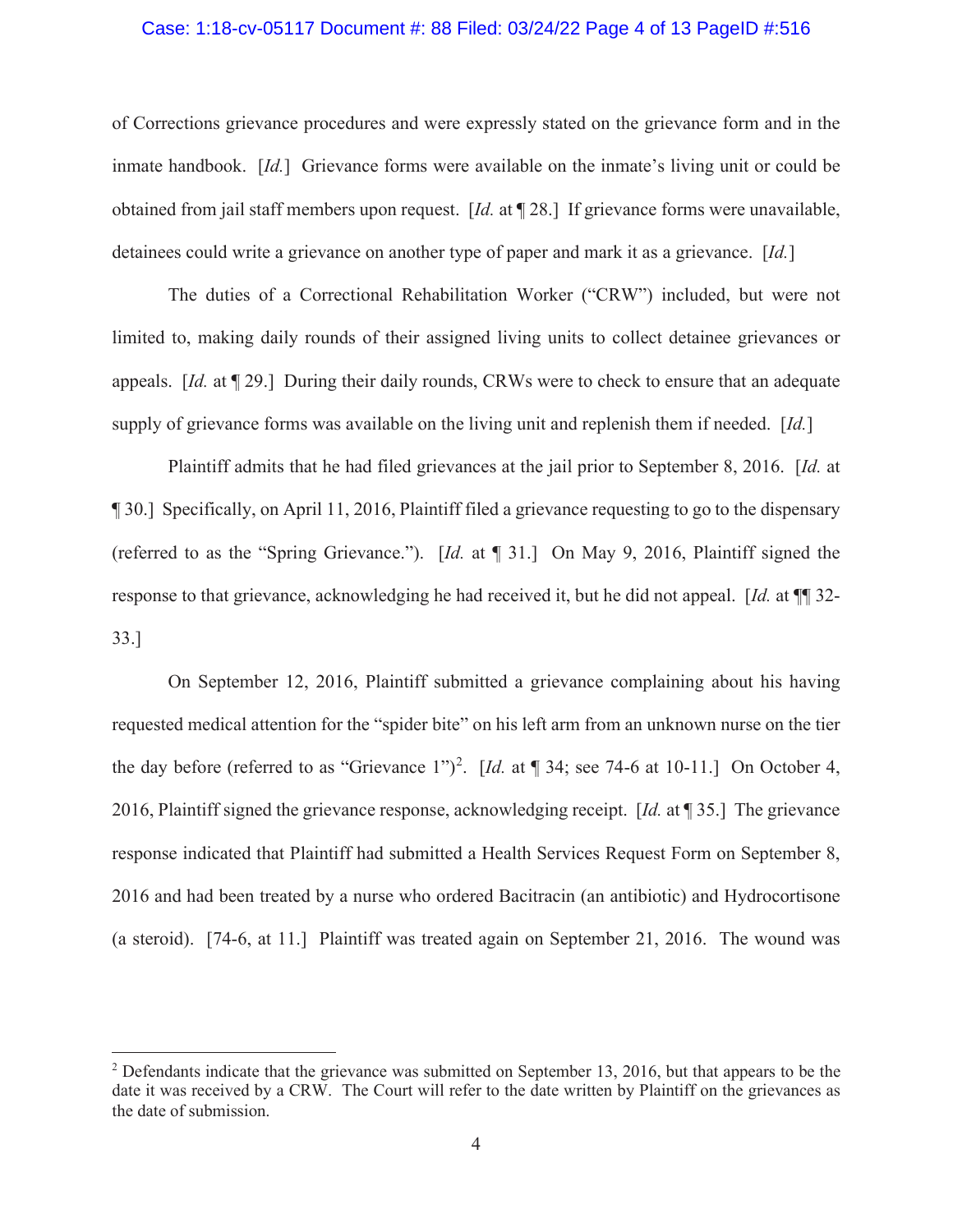of Corrections grievance procedures and were expressly stated on the grievance form and in the inmate handbook. [*Id.*] Grievance forms were available on the inmate's living unit or could be obtained from jail staff members upon request. [*Id.* at ¶ 28.] If grievance forms were unavailable, detainees could write a grievance on another type of paper and mark it as a grievance. [*Id.*]

The duties of a Correctional Rehabilitation Worker ("CRW") included, but were not limited to, making daily rounds of their assigned living units to collect detainee grievances or appeals. [*Id.* at ¶ 29.] During their daily rounds, CRWs were to check to ensure that an adequate supply of grievance forms was available on the living unit and replenish them if needed. [*Id.*]

Plaintiff admits that he had filed grievances at the jail prior to September 8, 2016. [*Id.* at ¶ 30.] Specifically, on April 11, 2016, Plaintiff filed a grievance requesting to go to the dispensary (referred to as the "Spring Grievance."). [*Id.* at ¶ 31.] On May 9, 2016, Plaintiff signed the response to that grievance, acknowledging he had received it, but he did not appeal. [*Id.* at ¶¶ 32-33.]

On September 12, 2016, Plaintiff submitted a grievance complaining about his having requested medical attention for the "spider bite" on his left arm from an unknown nurse on the tier the day before (referred to as "Grievance 1")[2]. [*Id.* at ¶ 34; see 74-6 at 10-11.] On October 4, 2016, Plaintiff signed the grievance response, acknowledging receipt. [*Id.* at ¶ 35.] The grievance response indicated that Plaintiff had submitted a Health Services Request Form on September 8, 2016 and had been treated by a nurse who ordered Bacitracin (an antibiotic) and Hydrocortisone (a steroid). [74-6, at 11.] Plaintiff was treated again on September 21, 2016. The wound was

---

[2] Defendants indicate that the grievance was submitted on September 13, 2016, but that appears to be the date it was received by a CRW. The Court will refer to the date written by Plaintiff on the grievances as the date of submission.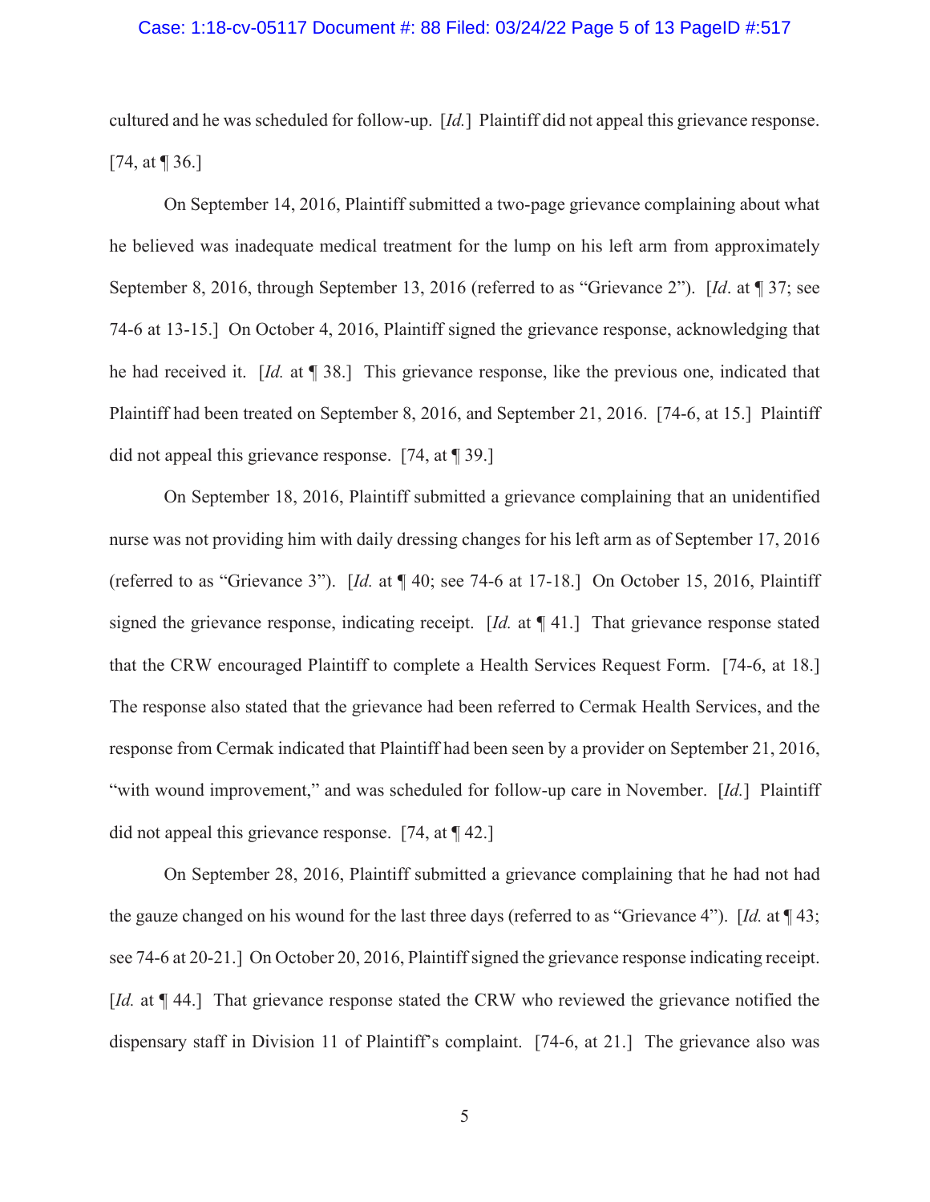cultured and he was scheduled for follow-up. [*Id.*] Plaintiff did not appeal this grievance response. [74, at ¶ 36.]

On September 14, 2016, Plaintiff submitted a two-page grievance complaining about what he believed was inadequate medical treatment for the lump on his left arm from approximately September 8, 2016, through September 13, 2016 (referred to as "Grievance 2"). [*Id*. at ¶ 37; see 74-6 at 13-15.] On October 4, 2016, Plaintiff signed the grievance response, acknowledging that he had received it. [*Id.* at ¶ 38.] This grievance response, like the previous one, indicated that Plaintiff had been treated on September 8, 2016, and September 21, 2016. [74-6, at 15.] Plaintiff did not appeal this grievance response. [74, at ¶ 39.]

On September 18, 2016, Plaintiff submitted a grievance complaining that an unidentified nurse was not providing him with daily dressing changes for his left arm as of September 17, 2016 (referred to as "Grievance 3"). [*Id.* at ¶ 40; see 74-6 at 17-18.] On October 15, 2016, Plaintiff signed the grievance response, indicating receipt. [*Id.* at ¶ 41.] That grievance response stated that the CRW encouraged Plaintiff to complete a Health Services Request Form. [74-6, at 18.] The response also stated that the grievance had been referred to Cermak Health Services, and the response from Cermak indicated that Plaintiff had been seen by a provider on September 21, 2016, "with wound improvement," and was scheduled for follow-up care in November. [*Id.*] Plaintiff did not appeal this grievance response. [74, at ¶ 42.]

On September 28, 2016, Plaintiff submitted a grievance complaining that he had not had the gauze changed on his wound for the last three days (referred to as "Grievance 4"). [*Id.* at ¶ 43; see 74-6 at 20-21.] On October 20, 2016, Plaintiff signed the grievance response indicating receipt. [*Id.* at ¶ 44.] That grievance response stated the CRW who reviewed the grievance notified the dispensary staff in Division 11 of Plaintiff's complaint. [74-6, at 21.] The grievance also was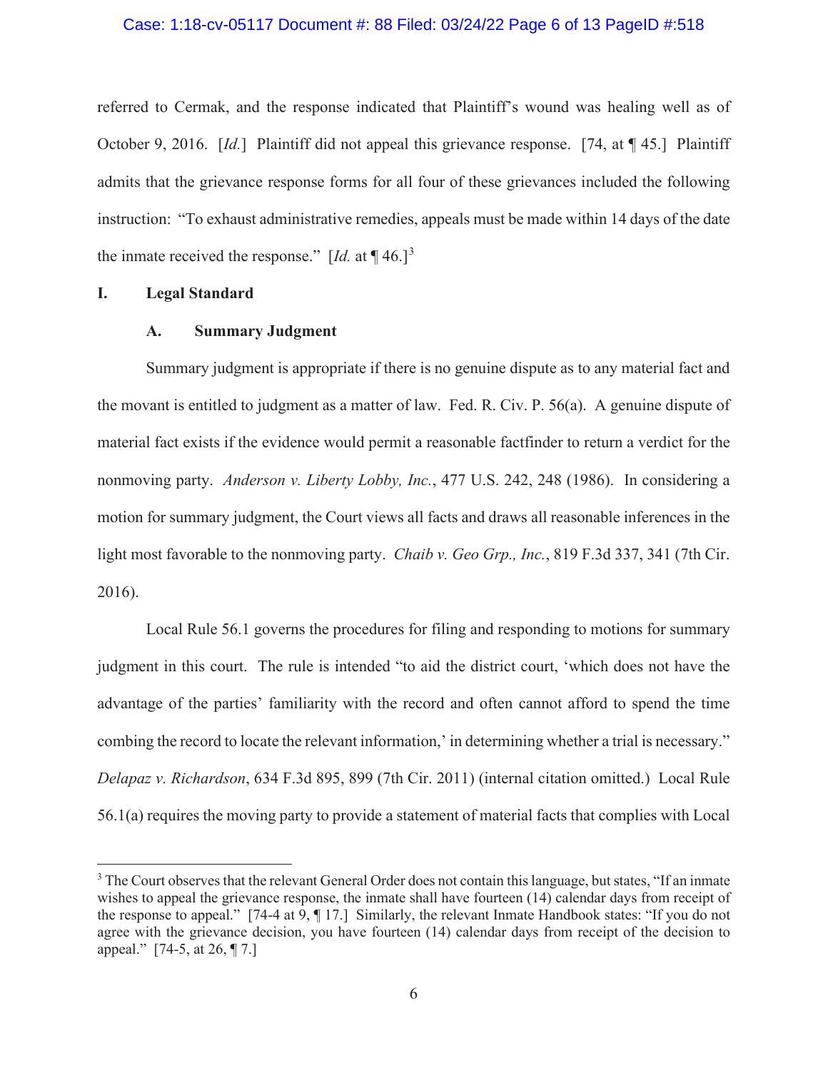referred to Cermak, and the response indicated that Plaintiff's wound was healing well as of October 9, 2016. [*Id.*] Plaintiff did not appeal this grievance response. [74, at ¶ 45.] Plaintiff admits that the grievance response forms for all four of these grievances included the following instruction: "To exhaust administrative remedies, appeals must be made within 14 days of the date the inmate received the response." [*Id.* at ¶ 46.][3]

## I. Legal Standard

### A. Summary Judgment

Summary judgment is appropriate if there is no genuine dispute as to any material fact and the movant is entitled to judgment as a matter of law. Fed. R. Civ. P. 56(a). A genuine dispute of material fact exists if the evidence would permit a reasonable factfinder to return a verdict for the nonmoving party. *Anderson v. Liberty Lobby, Inc.*, 477 U.S. 242, 248 (1986). In considering a motion for summary judgment, the Court views all facts and draws all reasonable inferences in the light most favorable to the nonmoving party. *Chaib v. Geo Grp., Inc.*, 819 F.3d 337, 341 (7th Cir. 2016).

Local Rule 56.1 governs the procedures for filing and responding to motions for summary judgment in this court. The rule is intended "to aid the district court, 'which does not have the advantage of the parties' familiarity with the record and often cannot afford to spend the time combing the record to locate the relevant information,' in determining whether a trial is necessary." *Delapaz v. Richardson*, 634 F.3d 895, 899 (7th Cir. 2011) (internal citation omitted.) Local Rule 56.1(a) requires the moving party to provide a statement of material facts that complies with Local

---

[3] The Court observes that the relevant General Order does not contain this language, but states, "If an inmate wishes to appeal the grievance response, the inmate shall have fourteen (14) calendar days from receipt of the response to appeal." [74-4 at 9, ¶ 17.] Similarly, the relevant Inmate Handbook states: "If you do not agree with the grievance decision, you have fourteen (14) calendar days from receipt of the decision to appeal." [74-5, at 26, ¶ 7.]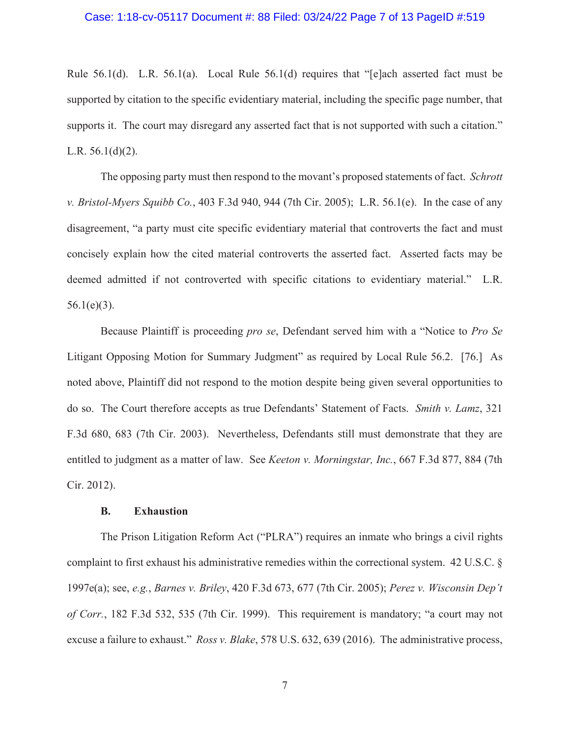Rule 56.1(d). L.R. 56.1(a). Local Rule 56.1(d) requires that "[e]ach asserted fact must be supported by citation to the specific evidentiary material, including the specific page number, that supports it. The court may disregard any asserted fact that is not supported with such a citation." L.R. 56.1(d)(2).

The opposing party must then respond to the movant's proposed statements of fact. *Schrott v. Bristol-Myers Squibb Co.*, 403 F.3d 940, 944 (7th Cir. 2005); L.R. 56.1(e). In the case of any disagreement, "a party must cite specific evidentiary material that controverts the fact and must concisely explain how the cited material controverts the asserted fact. Asserted facts may be deemed admitted if not controverted with specific citations to evidentiary material." L.R. 56.1(e)(3).

Because Plaintiff is proceeding *pro se*, Defendant served him with a "Notice to *Pro Se* Litigant Opposing Motion for Summary Judgment" as required by Local Rule 56.2. [76.] As noted above, Plaintiff did not respond to the motion despite being given several opportunities to do so. The Court therefore accepts as true Defendants' Statement of Facts. *Smith v. Lamz*, 321 F.3d 680, 683 (7th Cir. 2003). Nevertheless, Defendants still must demonstrate that they are entitled to judgment as a matter of law. See *Keeton v. Morningstar, Inc.*, 667 F.3d 877, 884 (7th Cir. 2012).

### B. Exhaustion

The Prison Litigation Reform Act ("PLRA") requires an inmate who brings a civil rights complaint to first exhaust his administrative remedies within the correctional system. 42 U.S.C. § 1997e(a); see, *e.g.*, *Barnes v. Briley*, 420 F.3d 673, 677 (7th Cir. 2005); *Perez v. Wisconsin Dep't of Corr.*, 182 F.3d 532, 535 (7th Cir. 1999). This requirement is mandatory; "a court may not excuse a failure to exhaust." *Ross v. Blake*, 578 U.S. 632, 639 (2016). The administrative process,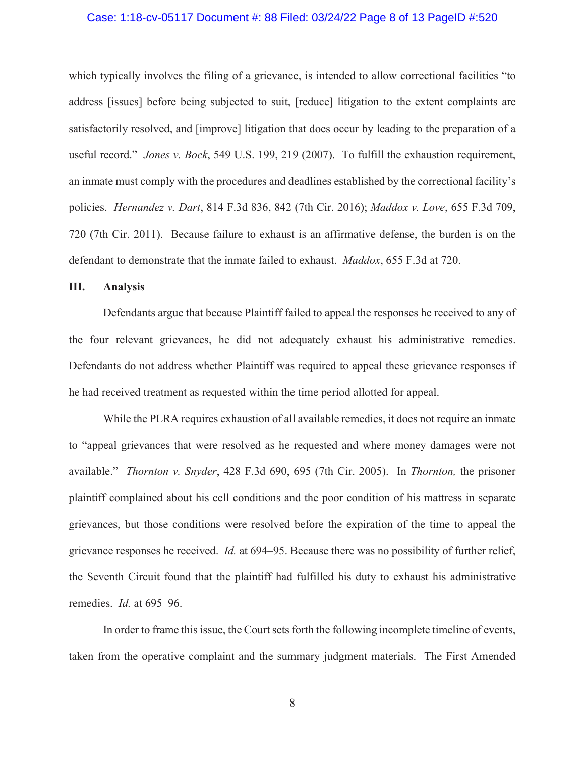which typically involves the filing of a grievance, is intended to allow correctional facilities "to address [issues] before being subjected to suit, [reduce] litigation to the extent complaints are satisfactorily resolved, and [improve] litigation that does occur by leading to the preparation of a useful record." *Jones v. Bock*, 549 U.S. 199, 219 (2007). To fulfill the exhaustion requirement, an inmate must comply with the procedures and deadlines established by the correctional facility's policies. *Hernandez v. Dart*, 814 F.3d 836, 842 (7th Cir. 2016); *Maddox v. Love*, 655 F.3d 709, 720 (7th Cir. 2011). Because failure to exhaust is an affirmative defense, the burden is on the defendant to demonstrate that the inmate failed to exhaust. *Maddox*, 655 F.3d at 720.

## III. Analysis

Defendants argue that because Plaintiff failed to appeal the responses he received to any of the four relevant grievances, he did not adequately exhaust his administrative remedies. Defendants do not address whether Plaintiff was required to appeal these grievance responses if he had received treatment as requested within the time period allotted for appeal.

While the PLRA requires exhaustion of all available remedies, it does not require an inmate to "appeal grievances that were resolved as he requested and where money damages were not available." *Thornton v. Snyder*, 428 F.3d 690, 695 (7th Cir. 2005). In *Thornton,* the prisoner plaintiff complained about his cell conditions and the poor condition of his mattress in separate grievances, but those conditions were resolved before the expiration of the time to appeal the grievance responses he received. *Id.* at 694–95. Because there was no possibility of further relief, the Seventh Circuit found that the plaintiff had fulfilled his duty to exhaust his administrative remedies. *Id.* at 695–96.

In order to frame this issue, the Court sets forth the following incomplete timeline of events, taken from the operative complaint and the summary judgment materials. The First Amended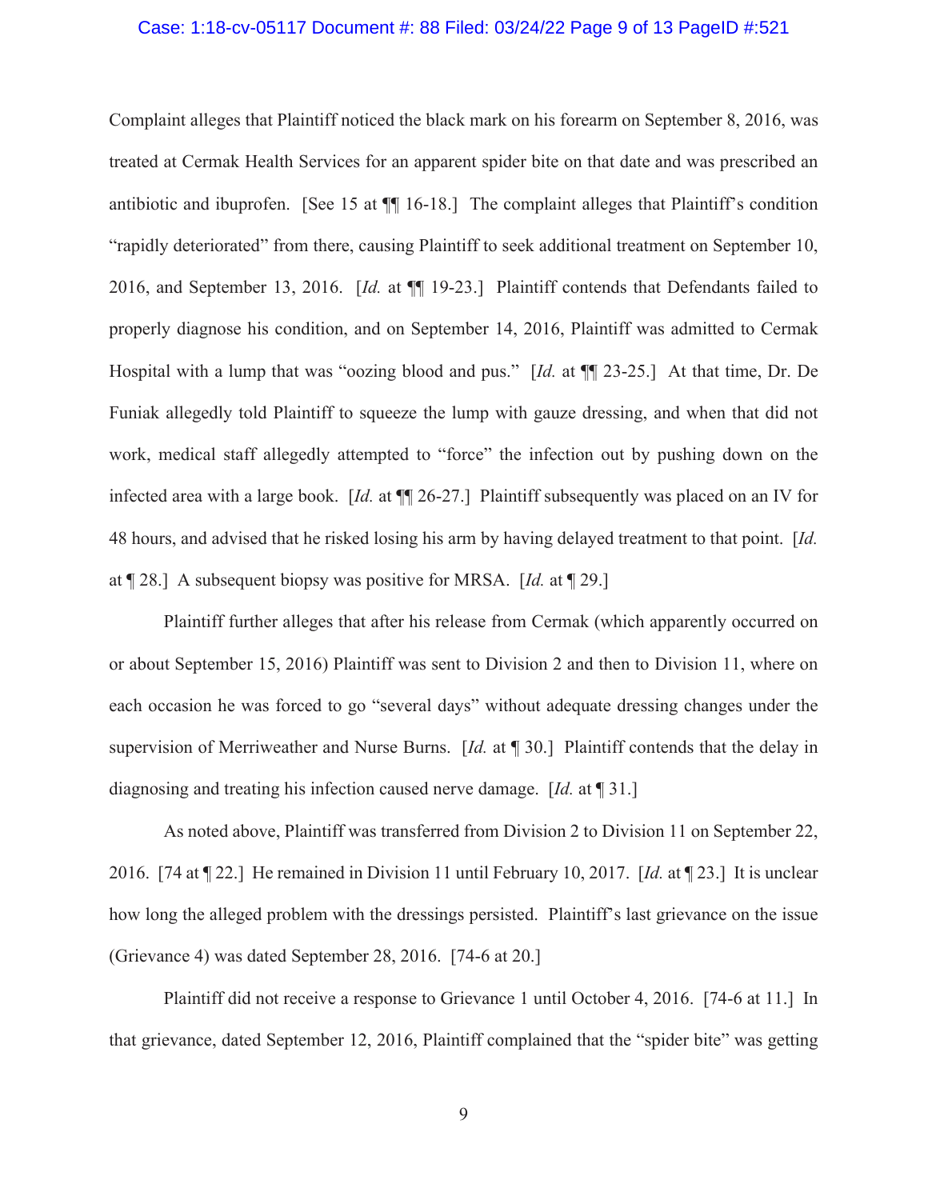Complaint alleges that Plaintiff noticed the black mark on his forearm on September 8, 2016, was treated at Cermak Health Services for an apparent spider bite on that date and was prescribed an antibiotic and ibuprofen. [See 15 at ¶¶ 16-18.] The complaint alleges that Plaintiff's condition "rapidly deteriorated" from there, causing Plaintiff to seek additional treatment on September 10, 2016, and September 13, 2016. [*Id.* at ¶¶ 19-23.] Plaintiff contends that Defendants failed to properly diagnose his condition, and on September 14, 2016, Plaintiff was admitted to Cermak Hospital with a lump that was "oozing blood and pus." [*Id.* at ¶¶ 23-25.] At that time, Dr. De Funiak allegedly told Plaintiff to squeeze the lump with gauze dressing, and when that did not work, medical staff allegedly attempted to "force" the infection out by pushing down on the infected area with a large book. [*Id.* at ¶¶ 26-27.] Plaintiff subsequently was placed on an IV for 48 hours, and advised that he risked losing his arm by having delayed treatment to that point. [*Id.* at ¶ 28.] A subsequent biopsy was positive for MRSA. [*Id.* at ¶ 29.]

Plaintiff further alleges that after his release from Cermak (which apparently occurred on or about September 15, 2016) Plaintiff was sent to Division 2 and then to Division 11, where on each occasion he was forced to go "several days" without adequate dressing changes under the supervision of Merriweather and Nurse Burns. [*Id.* at ¶ 30.] Plaintiff contends that the delay in diagnosing and treating his infection caused nerve damage. [*Id.* at ¶ 31.]

As noted above, Plaintiff was transferred from Division 2 to Division 11 on September 22, 2016. [74 at ¶ 22.] He remained in Division 11 until February 10, 2017. [*Id.* at ¶ 23.] It is unclear how long the alleged problem with the dressings persisted. Plaintiff's last grievance on the issue (Grievance 4) was dated September 28, 2016. [74-6 at 20.]

Plaintiff did not receive a response to Grievance 1 until October 4, 2016. [74-6 at 11.] In that grievance, dated September 12, 2016, Plaintiff complained that the "spider bite" was getting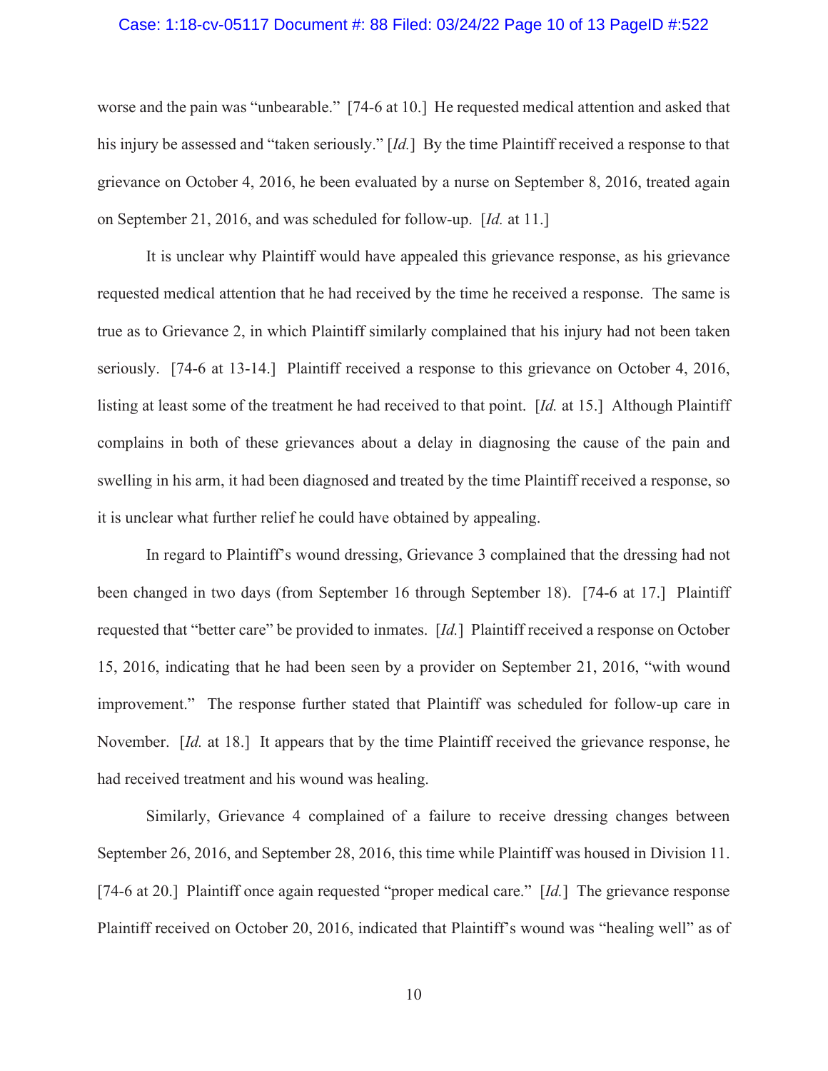worse and the pain was "unbearable." [74-6 at 10.] He requested medical attention and asked that his injury be assessed and "taken seriously." [*Id.*] By the time Plaintiff received a response to that grievance on October 4, 2016, he been evaluated by a nurse on September 8, 2016, treated again on September 21, 2016, and was scheduled for follow-up. [*Id.* at 11.]

It is unclear why Plaintiff would have appealed this grievance response, as his grievance requested medical attention that he had received by the time he received a response. The same is true as to Grievance 2, in which Plaintiff similarly complained that his injury had not been taken seriously. [74-6 at 13-14.] Plaintiff received a response to this grievance on October 4, 2016, listing at least some of the treatment he had received to that point. [*Id.* at 15.] Although Plaintiff complains in both of these grievances about a delay in diagnosing the cause of the pain and swelling in his arm, it had been diagnosed and treated by the time Plaintiff received a response, so it is unclear what further relief he could have obtained by appealing.

In regard to Plaintiff's wound dressing, Grievance 3 complained that the dressing had not been changed in two days (from September 16 through September 18). [74-6 at 17.] Plaintiff requested that "better care" be provided to inmates. [*Id.*] Plaintiff received a response on October 15, 2016, indicating that he had been seen by a provider on September 21, 2016, "with wound improvement." The response further stated that Plaintiff was scheduled for follow-up care in November. [*Id.* at 18.] It appears that by the time Plaintiff received the grievance response, he had received treatment and his wound was healing.

Similarly, Grievance 4 complained of a failure to receive dressing changes between September 26, 2016, and September 28, 2016, this time while Plaintiff was housed in Division 11. [74-6 at 20.] Plaintiff once again requested "proper medical care." [*Id.*] The grievance response Plaintiff received on October 20, 2016, indicated that Plaintiff's wound was "healing well" as of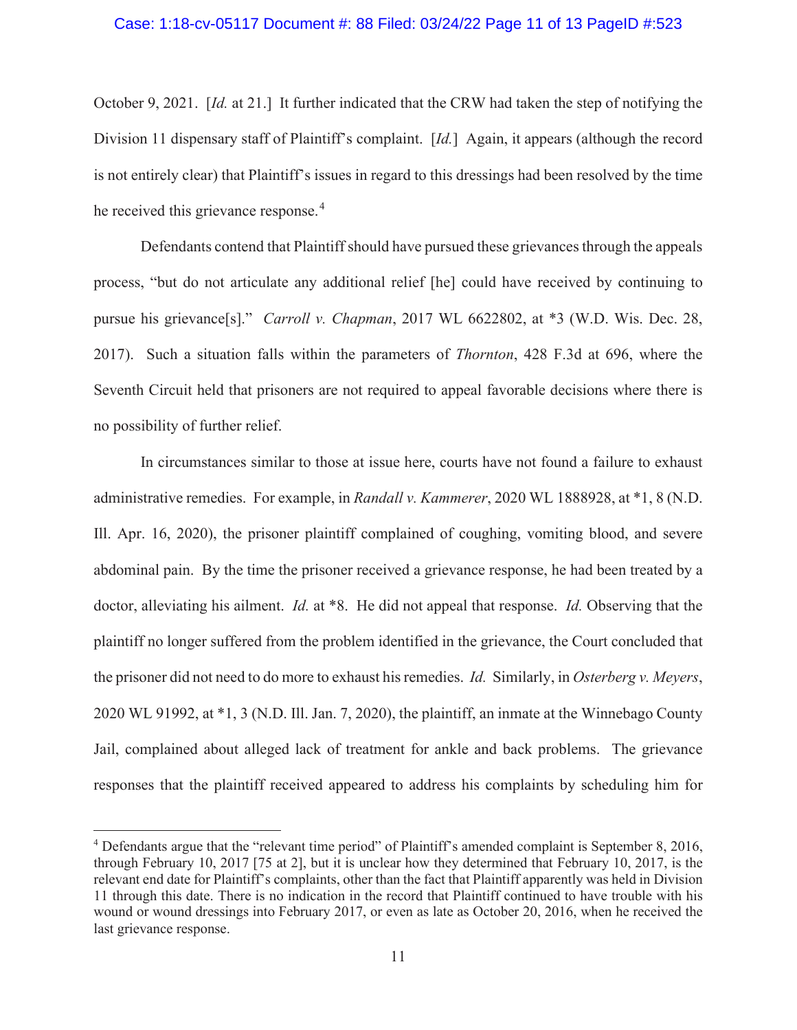October 9, 2021. [*Id.* at 21.] It further indicated that the CRW had taken the step of notifying the Division 11 dispensary staff of Plaintiff's complaint. [*Id.*] Again, it appears (although the record is not entirely clear) that Plaintiff's issues in regard to this dressings had been resolved by the time he received this grievance response.[4]

Defendants contend that Plaintiff should have pursued these grievances through the appeals process, "but do not articulate any additional relief [he] could have received by continuing to pursue his grievance[s]." *Carroll v. Chapman*, 2017 WL 6622802, at *3 (W.D. Wis. Dec. 28, 2017). Such a situation falls within the parameters of *Thornton*, 428 F.3d at 696, where the Seventh Circuit held that prisoners are not required to appeal favorable decisions where there is no possibility of further relief.

In circumstances similar to those at issue here, courts have not found a failure to exhaust administrative remedies. For example, in *Randall v. Kammerer*, 2020 WL 1888928, at *1, 8 (N.D. Ill. Apr. 16, 2020), the prisoner plaintiff complained of coughing, vomiting blood, and severe abdominal pain. By the time the prisoner received a grievance response, he had been treated by a doctor, alleviating his ailment. *Id.* at *8. He did not appeal that response. *Id.* Observing that the plaintiff no longer suffered from the problem identified in the grievance, the Court concluded that the prisoner did not need to do more to exhaust his remedies. *Id.* Similarly, in *Osterberg v. Meyers*, 2020 WL 91992, at *1, 3 (N.D. Ill. Jan. 7, 2020), the plaintiff, an inmate at the Winnebago County Jail, complained about alleged lack of treatment for ankle and back problems. The grievance responses that the plaintiff received appeared to address his complaints by scheduling him for

---

[4] Defendants argue that the "relevant time period" of Plaintiff's amended complaint is September 8, 2016, through February 10, 2017 [75 at 2], but it is unclear how they determined that February 10, 2017, is the relevant end date for Plaintiff's complaints, other than the fact that Plaintiff apparently was held in Division 11 through this date. There is no indication in the record that Plaintiff continued to have trouble with his wound or wound dressings into February 2017, or even as late as October 20, 2016, when he received the last grievance response.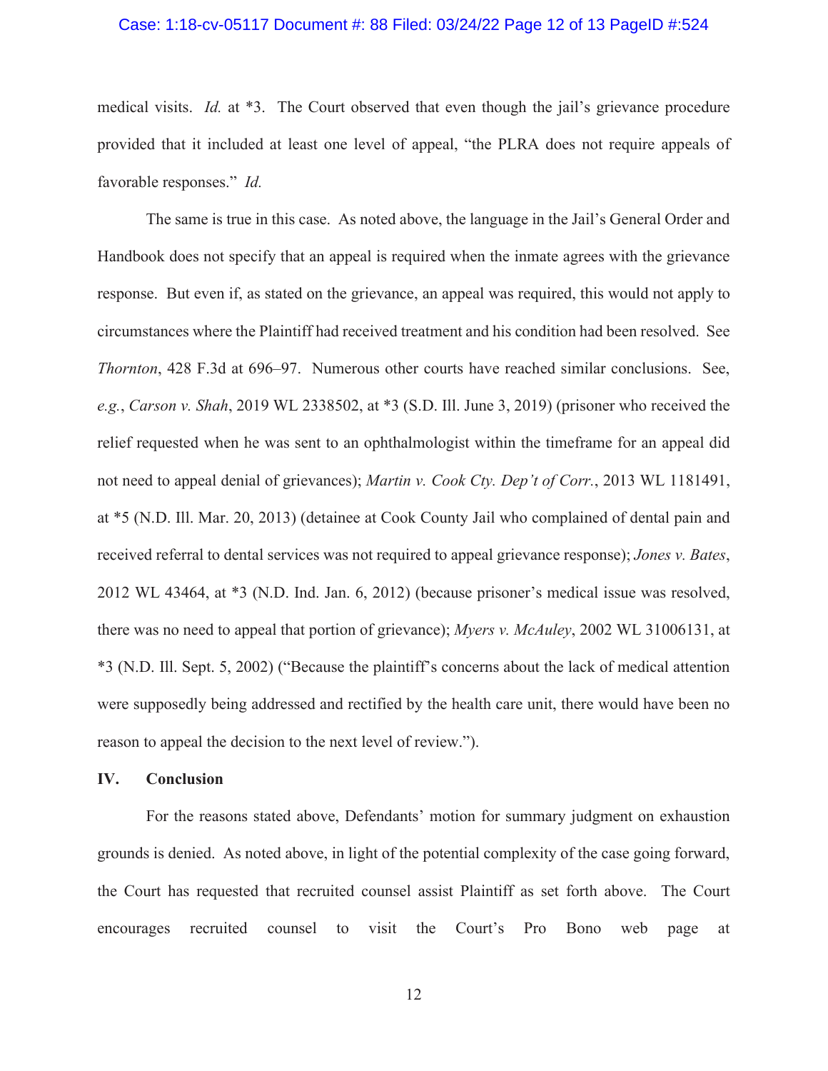medical visits. *Id.* at *3. The Court observed that even though the jail's grievance procedure provided that it included at least one level of appeal, "the PLRA does not require appeals of favorable responses." *Id.*

The same is true in this case. As noted above, the language in the Jail's General Order and Handbook does not specify that an appeal is required when the inmate agrees with the grievance response. But even if, as stated on the grievance, an appeal was required, this would not apply to circumstances where the Plaintiff had received treatment and his condition had been resolved. See *Thornton*, 428 F.3d at 696–97. Numerous other courts have reached similar conclusions. See, *e.g.*, *Carson v. Shah*, 2019 WL 2338502, at *3 (S.D. Ill. June 3, 2019) (prisoner who received the relief requested when he was sent to an ophthalmologist within the timeframe for an appeal did not need to appeal denial of grievances); *Martin v. Cook Cty. Dep't of Corr.*, 2013 WL 1181491, at *5 (N.D. Ill. Mar. 20, 2013) (detainee at Cook County Jail who complained of dental pain and received referral to dental services was not required to appeal grievance response); *Jones v. Bates*, 2012 WL 43464, at *3 (N.D. Ind. Jan. 6, 2012) (because prisoner's medical issue was resolved, there was no need to appeal that portion of grievance); *Myers v. McAuley*, 2002 WL 31006131, at *3 (N.D. Ill. Sept. 5, 2002) ("Because the plaintiff's concerns about the lack of medical attention were supposedly being addressed and rectified by the health care unit, there would have been no reason to appeal the decision to the next level of review.").

## IV. Conclusion

For the reasons stated above, Defendants' motion for summary judgment on exhaustion grounds is denied. As noted above, in light of the potential complexity of the case going forward, the Court has requested that recruited counsel assist Plaintiff as set forth above. The Court encourages recruited counsel to visit the Court's Pro Bono web page at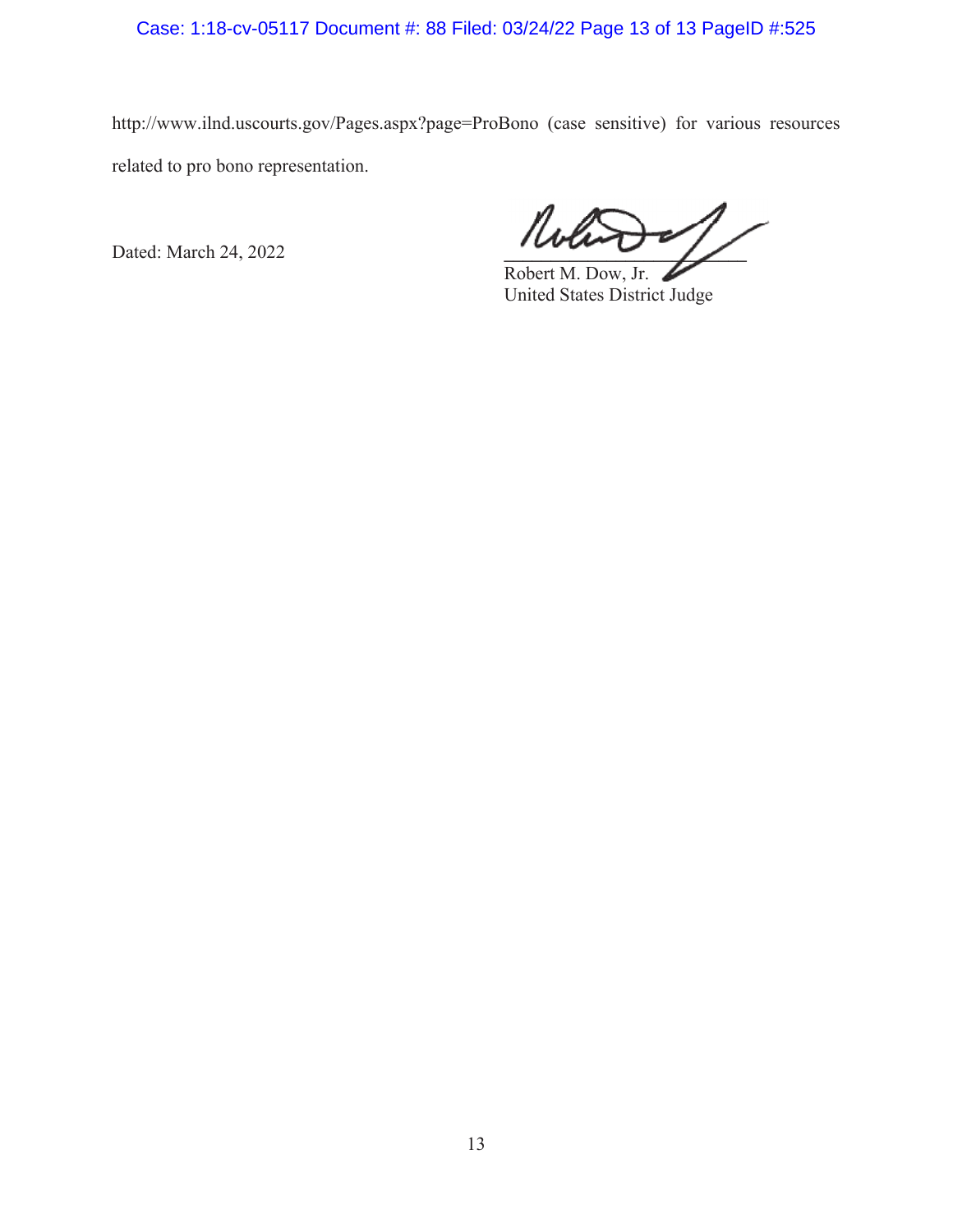http://www.ilnd.uscourts.gov/Pages.aspx?page=ProBono (case sensitive) for various resources related to pro bono representation.

Dated: March 24, 2022

Robert M. Dow, Jr.
United States District Judge